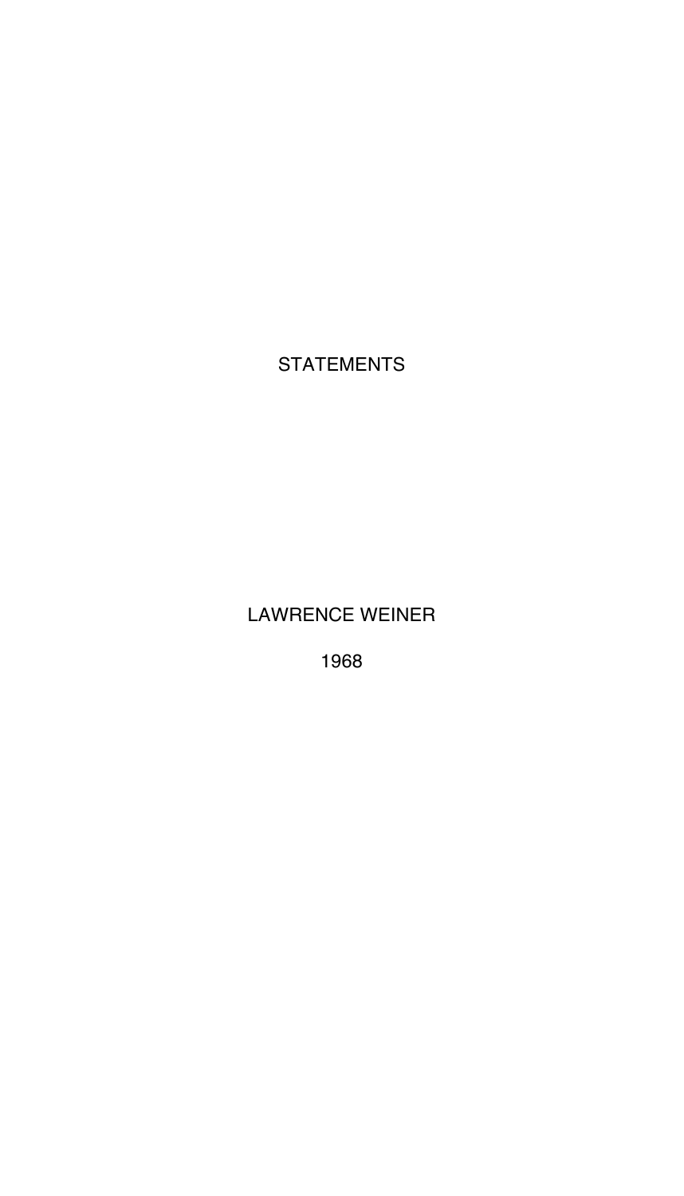# STATEMENTS

LAWRENCE WEINER

1968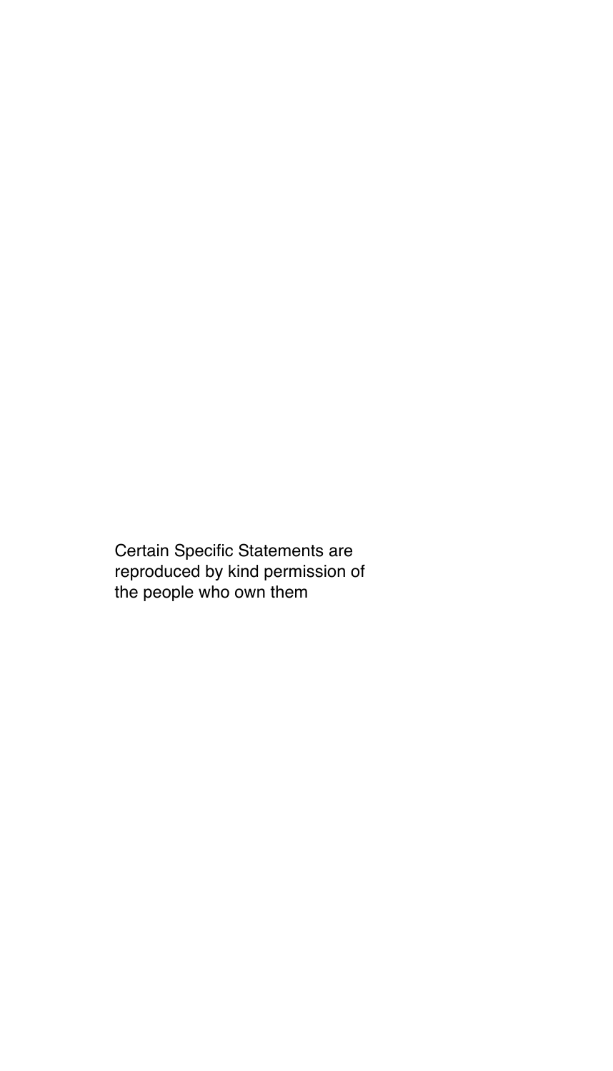Certain Specific Statements are
reproduced by kind permission of
the people who own them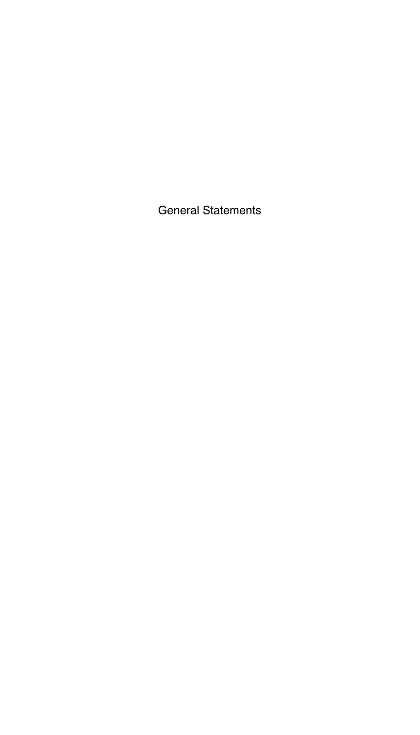# General Statements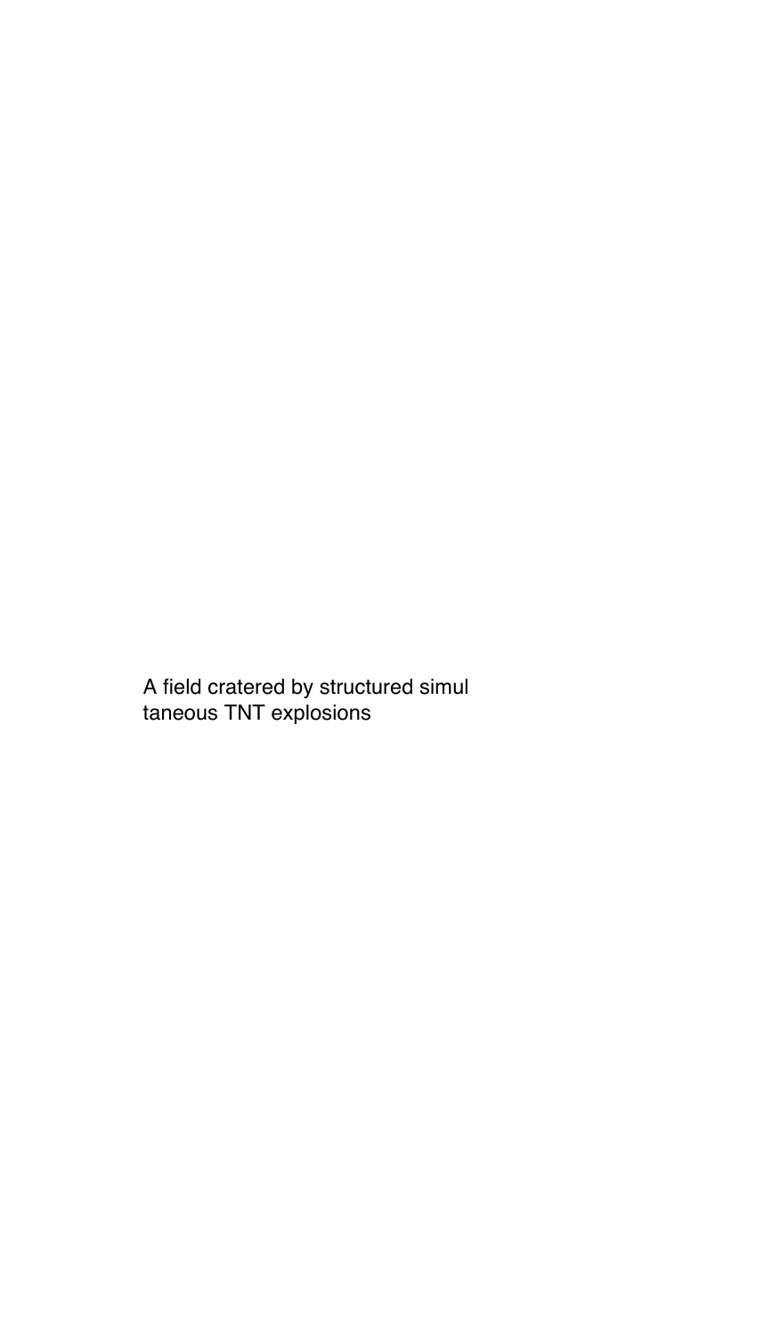A field cratered by structured simul
taneous TNT explosions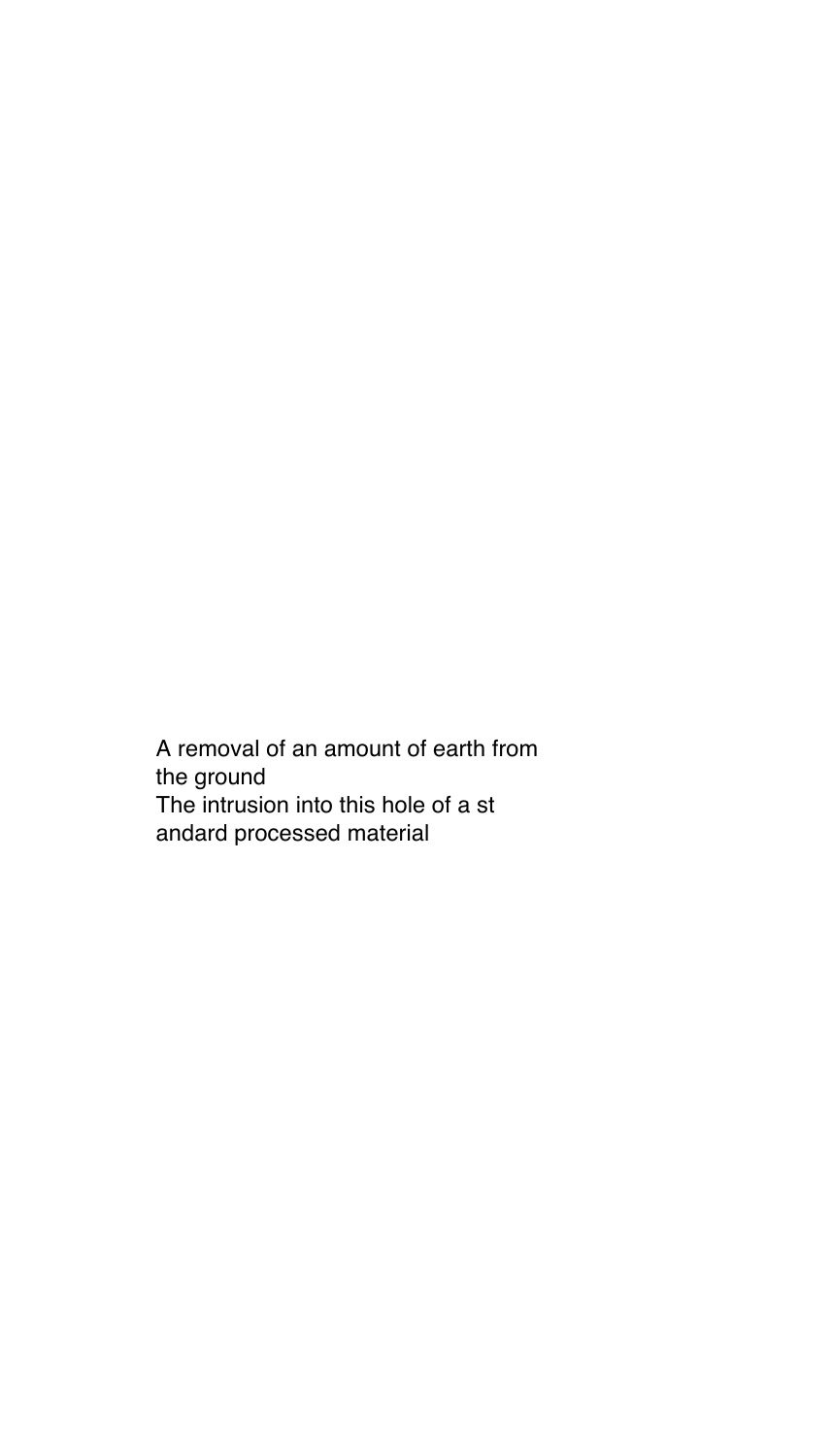A removal of an amount of earth from
the ground
The intrusion into this hole of a st
andard processed material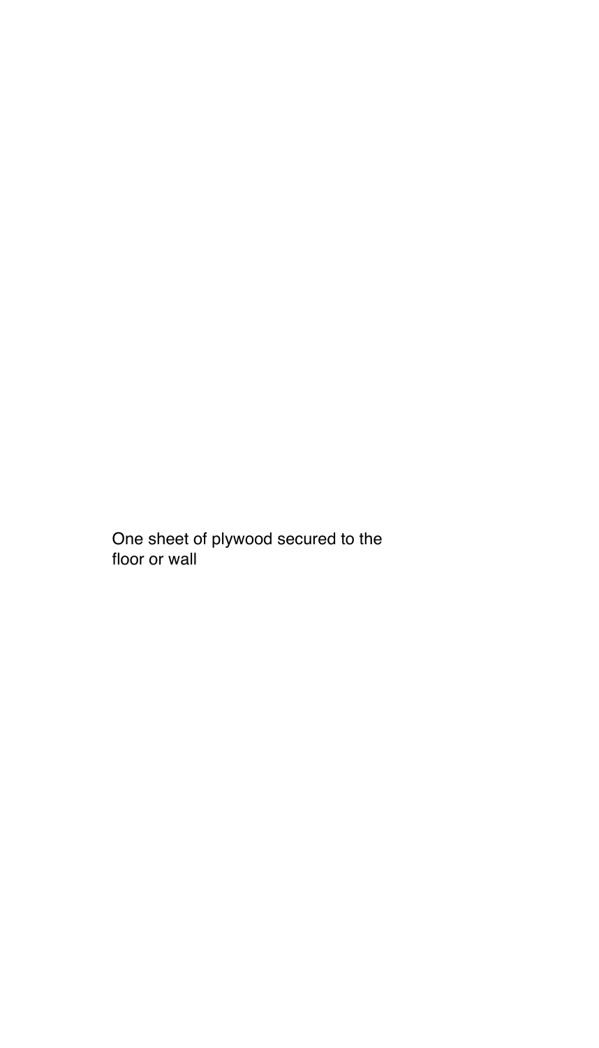One sheet of plywood secured to the floor or wall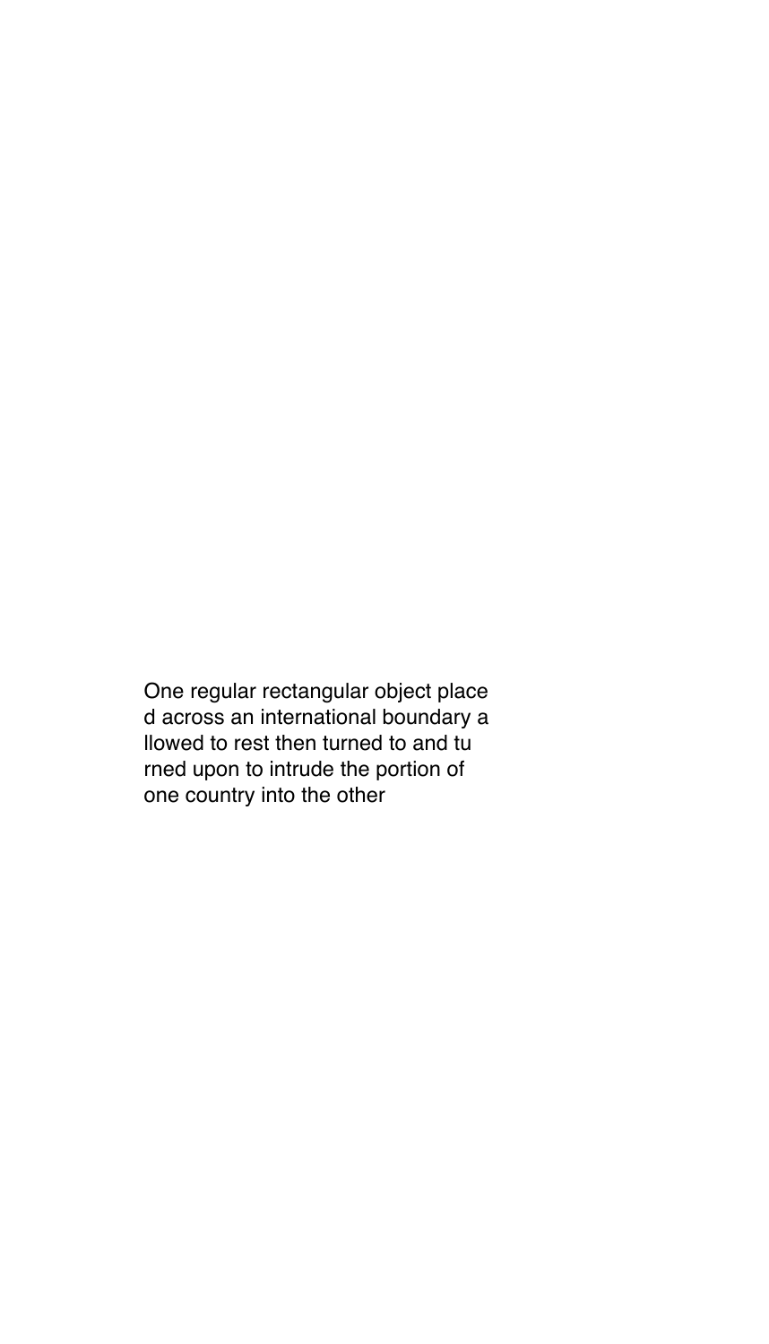One regular rectangular object place
d across an international boundary a
llowed to rest then turned to and tu
rned upon to intrude the portion of
one country into the other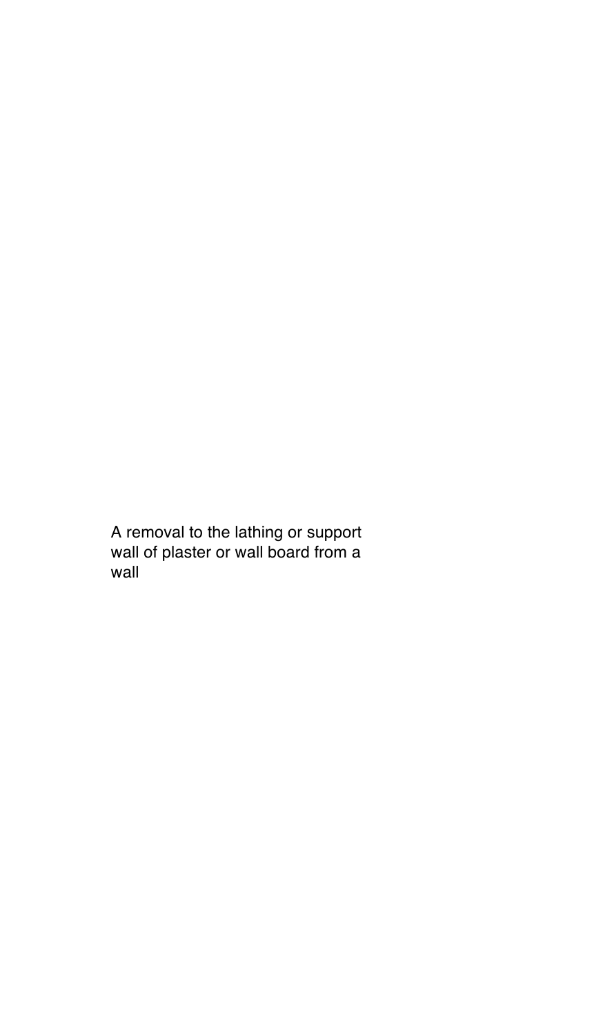A removal to the lathing or support wall of plaster or wall board from a wall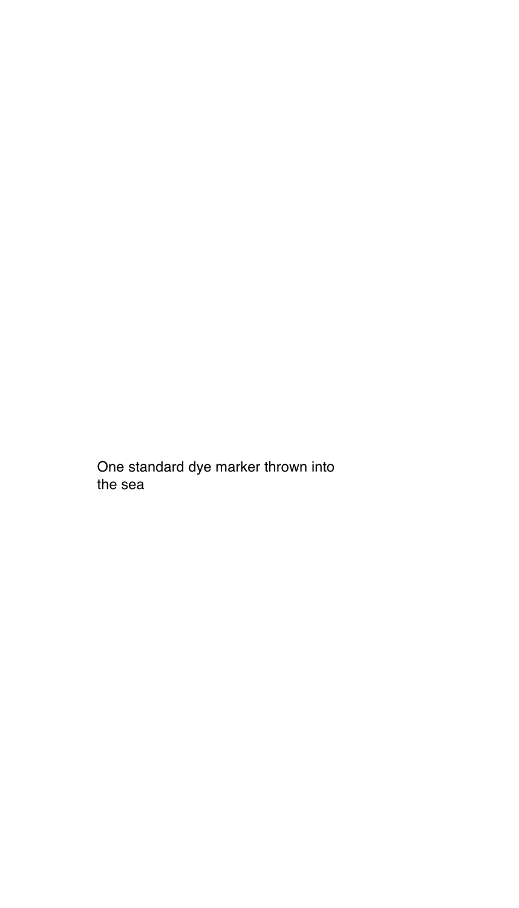One standard dye marker thrown into the sea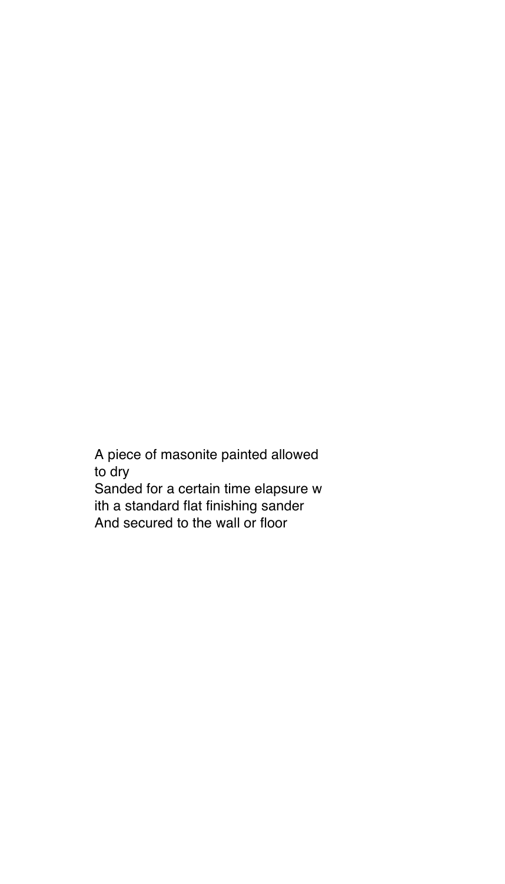A piece of masonite painted allowed to dry
Sanded for a certain time elapsure w ith a standard flat finishing sander
And secured to the wall or floor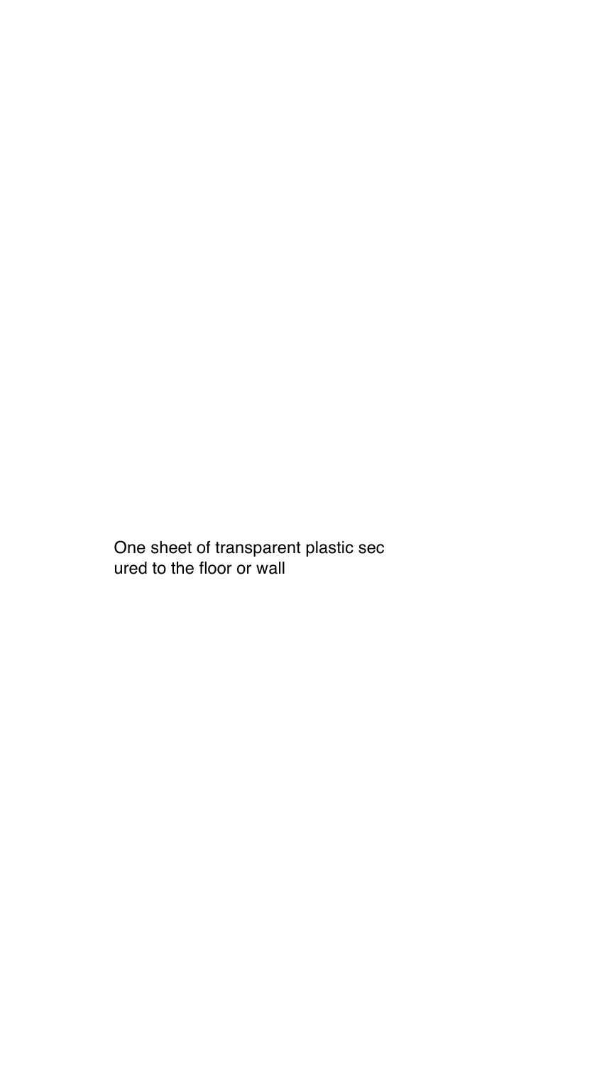One sheet of transparent plastic sec
ured to the floor or wall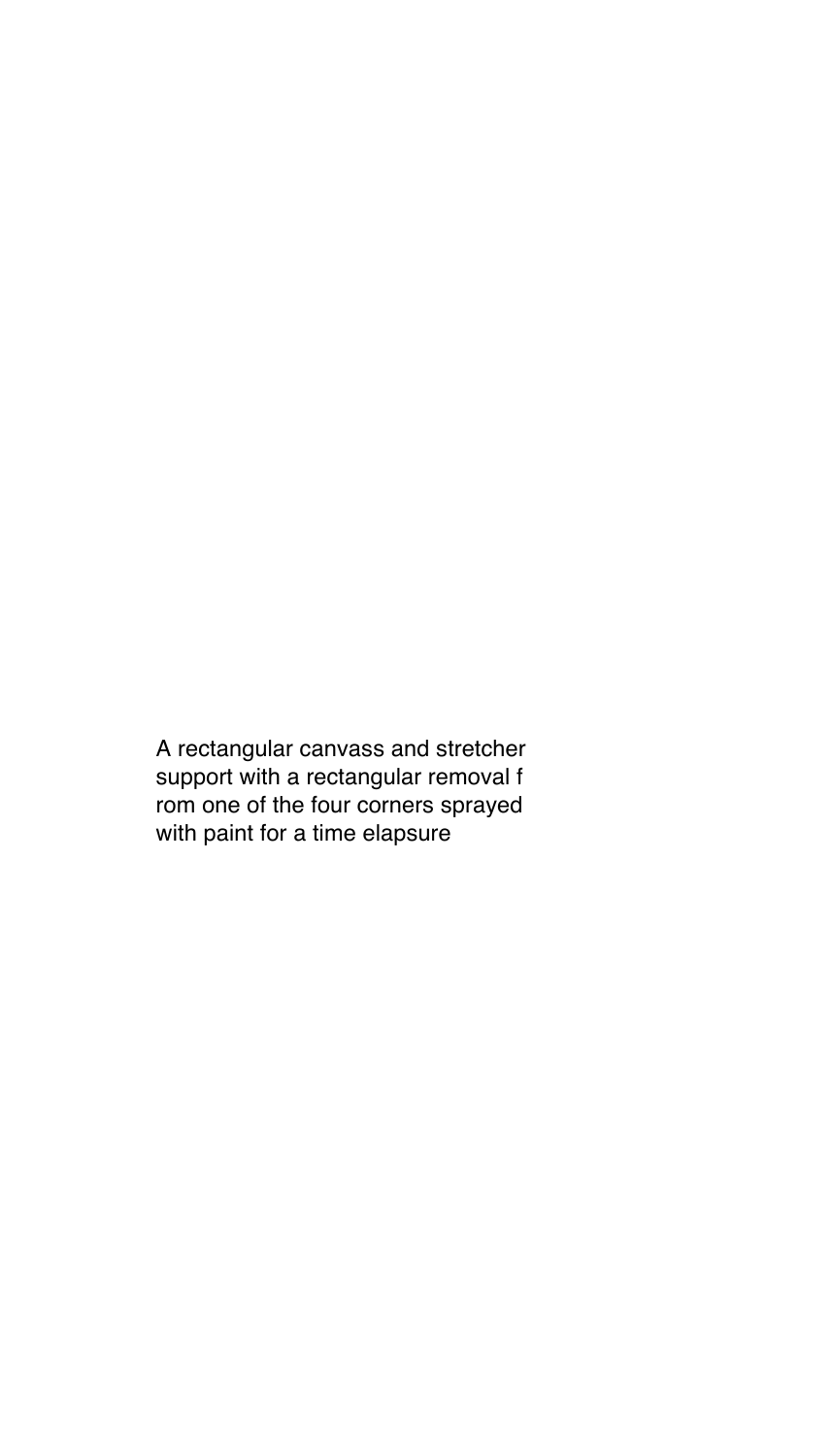A rectangular canvass and stretcher support with a rectangular removal f rom one of the four corners sprayed with paint for a time elapsure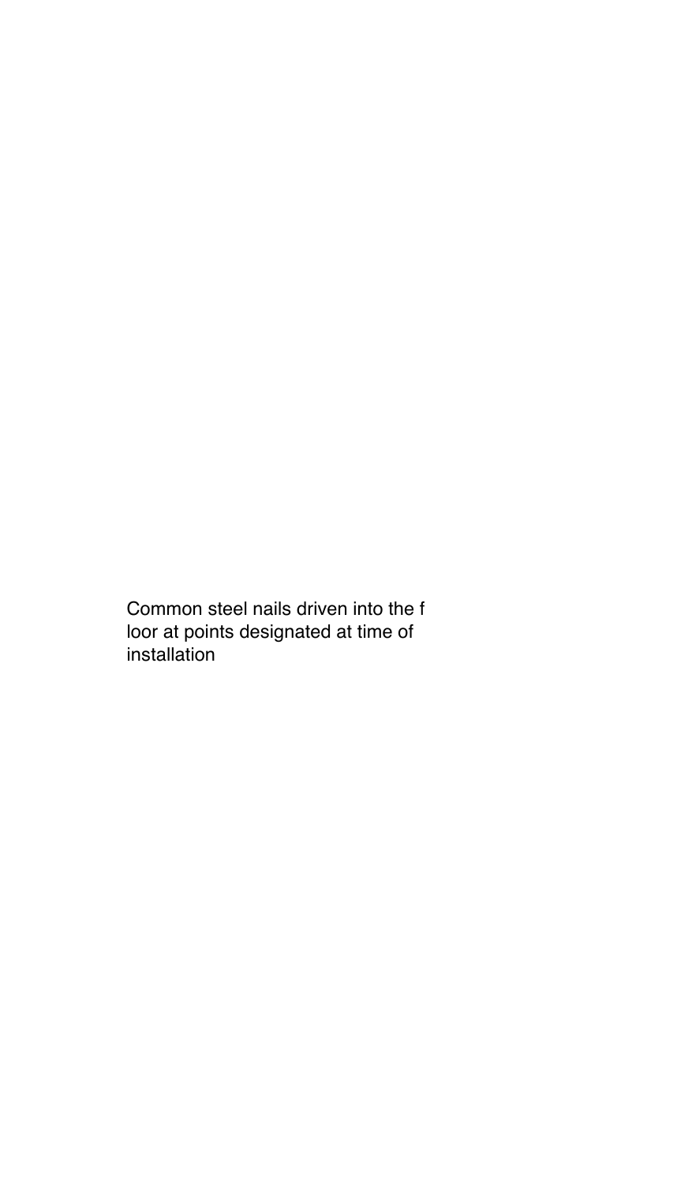Common steel nails driven into the f
loor at points designated at time of
installation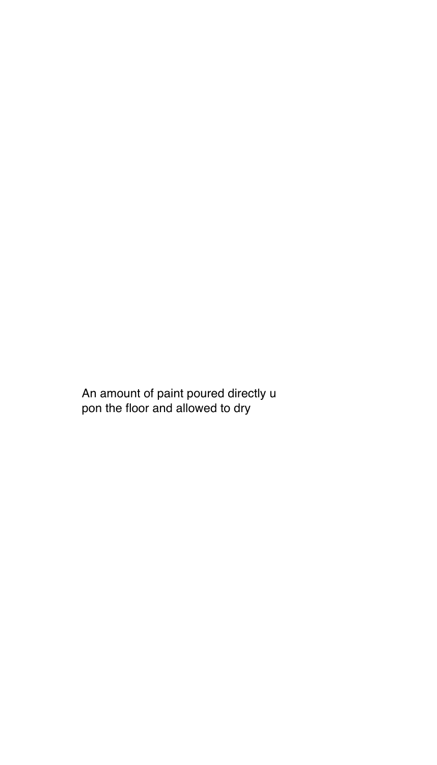An amount of paint poured directly u
pon the floor and allowed to dry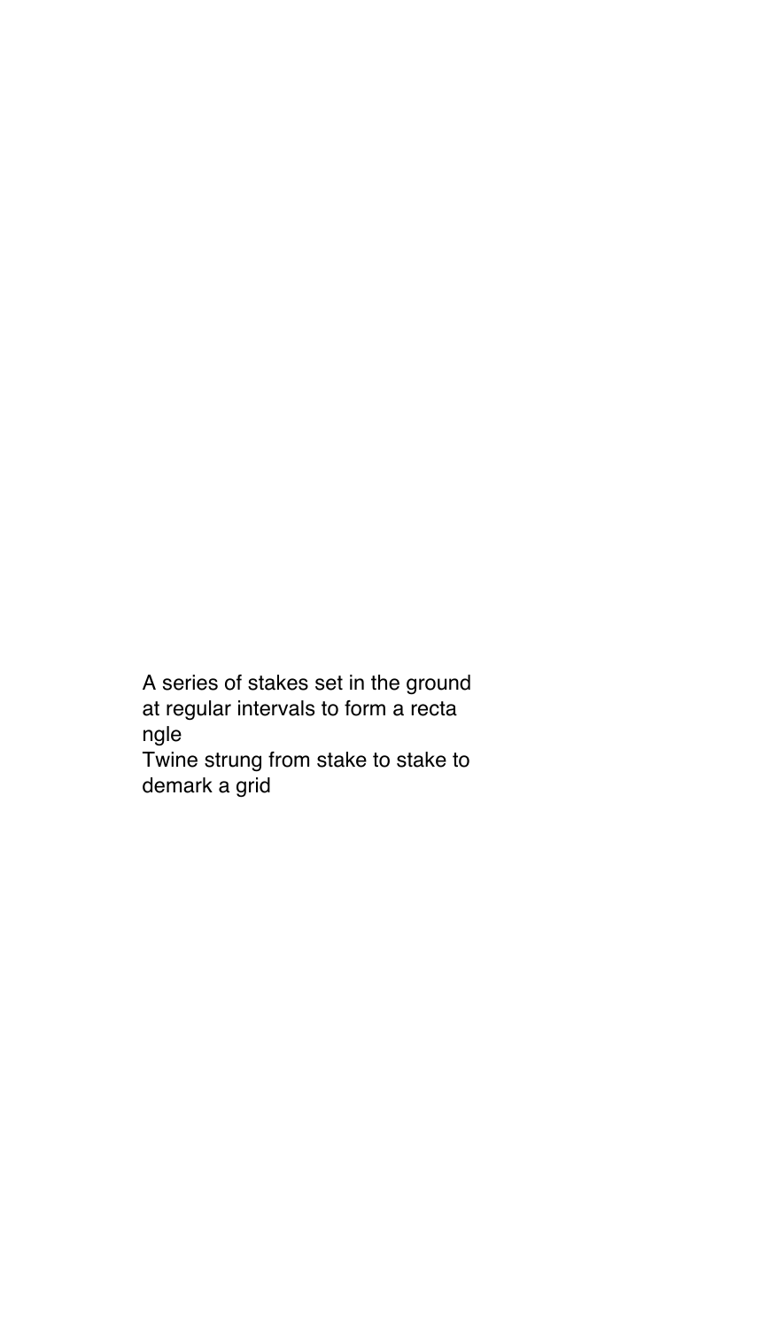A series of stakes set in the ground
at regular intervals to form a recta
ngle
Twine strung from stake to stake to
demark a grid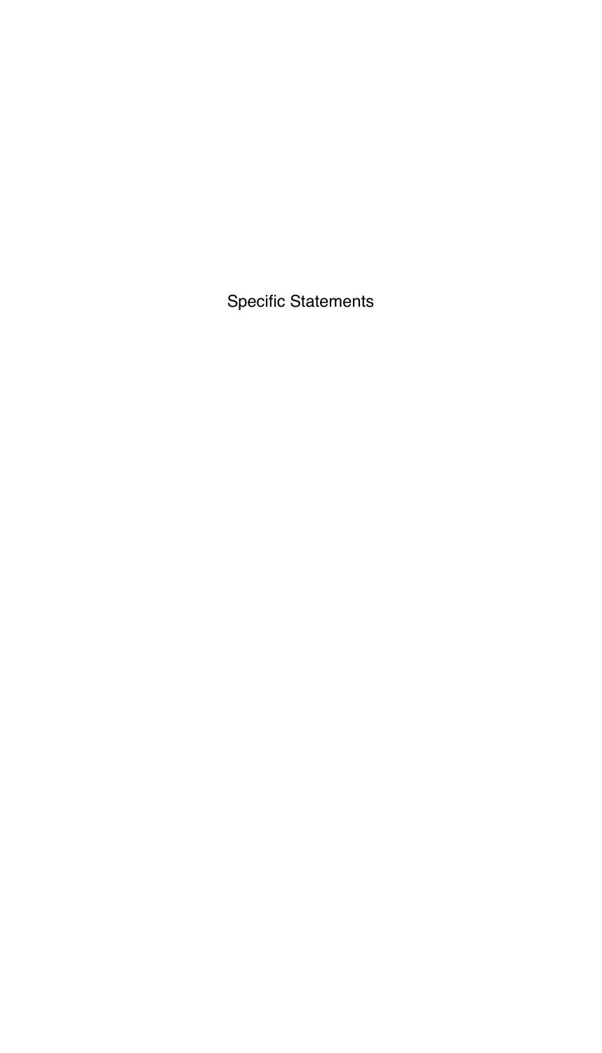# Specific Statements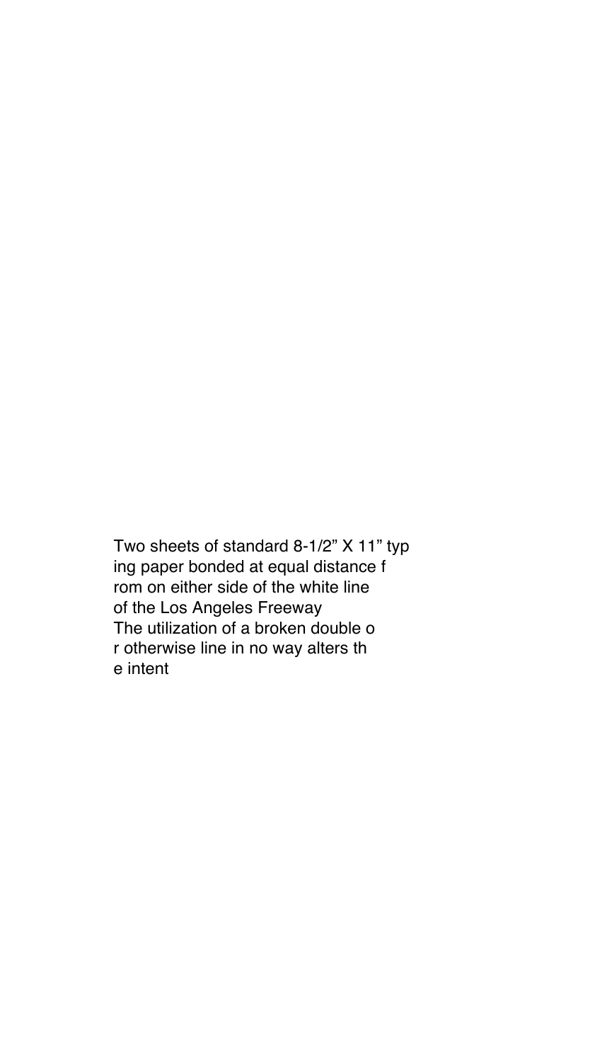Two sheets of standard 8-1/2” X 11” typ
ing paper bonded at equal distance f
rom on either side of the white line
of the Los Angeles Freeway
The utilization of a broken double o
r otherwise line in no way alters th
e intent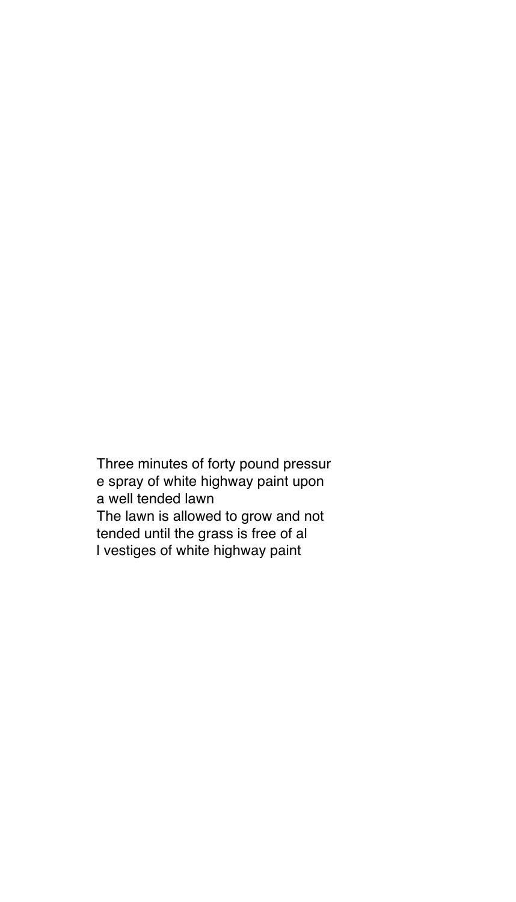Three minutes of forty pound pressur
e spray of white highway paint upon
a well tended lawn
The lawn is allowed to grow and not
tended until the grass is free of al
l vestiges of white highway paint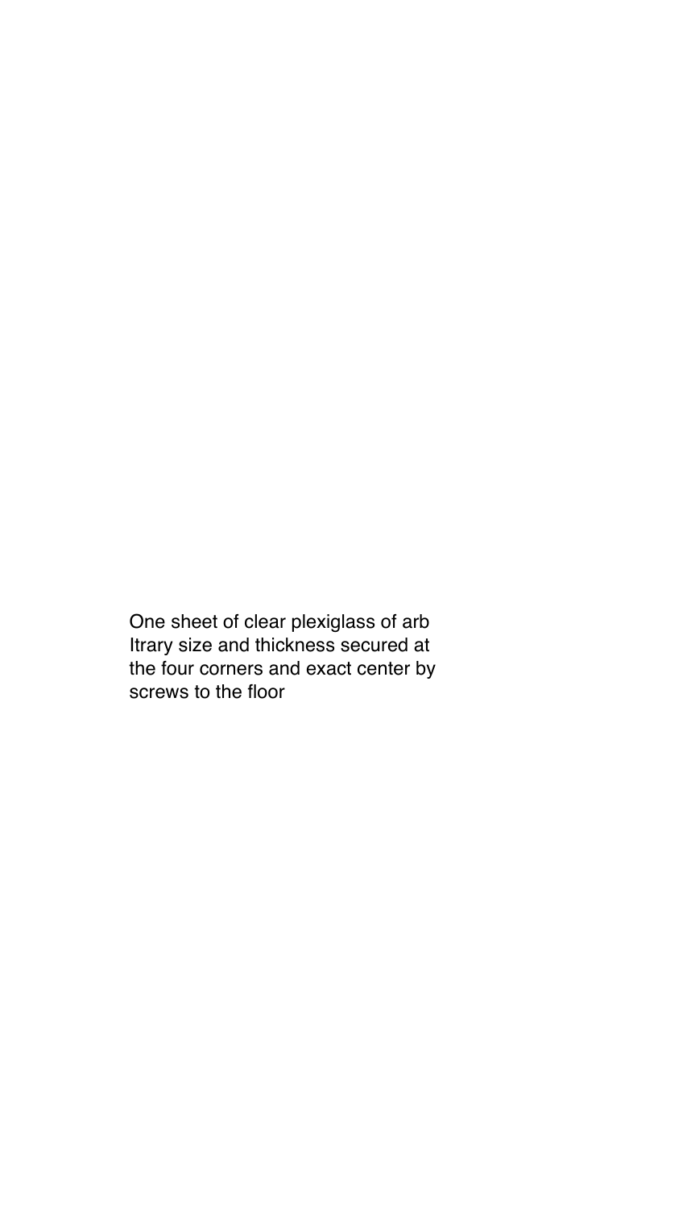One sheet of clear plexiglass of arb
Itrary size and thickness secured at
the four corners and exact center by
screws to the floor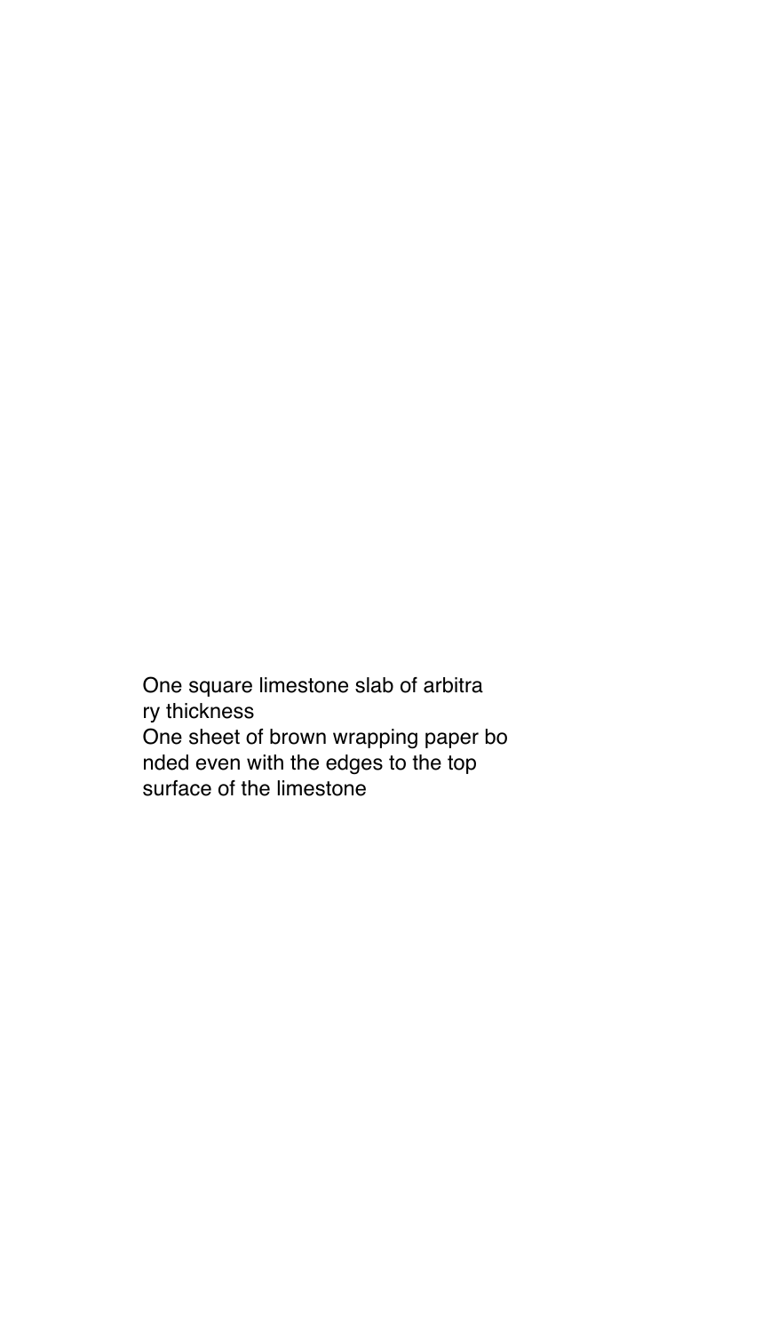One square limestone slab of arbitra
ry thickness
One sheet of brown wrapping paper bo
nded even with the edges to the top
surface of the limestone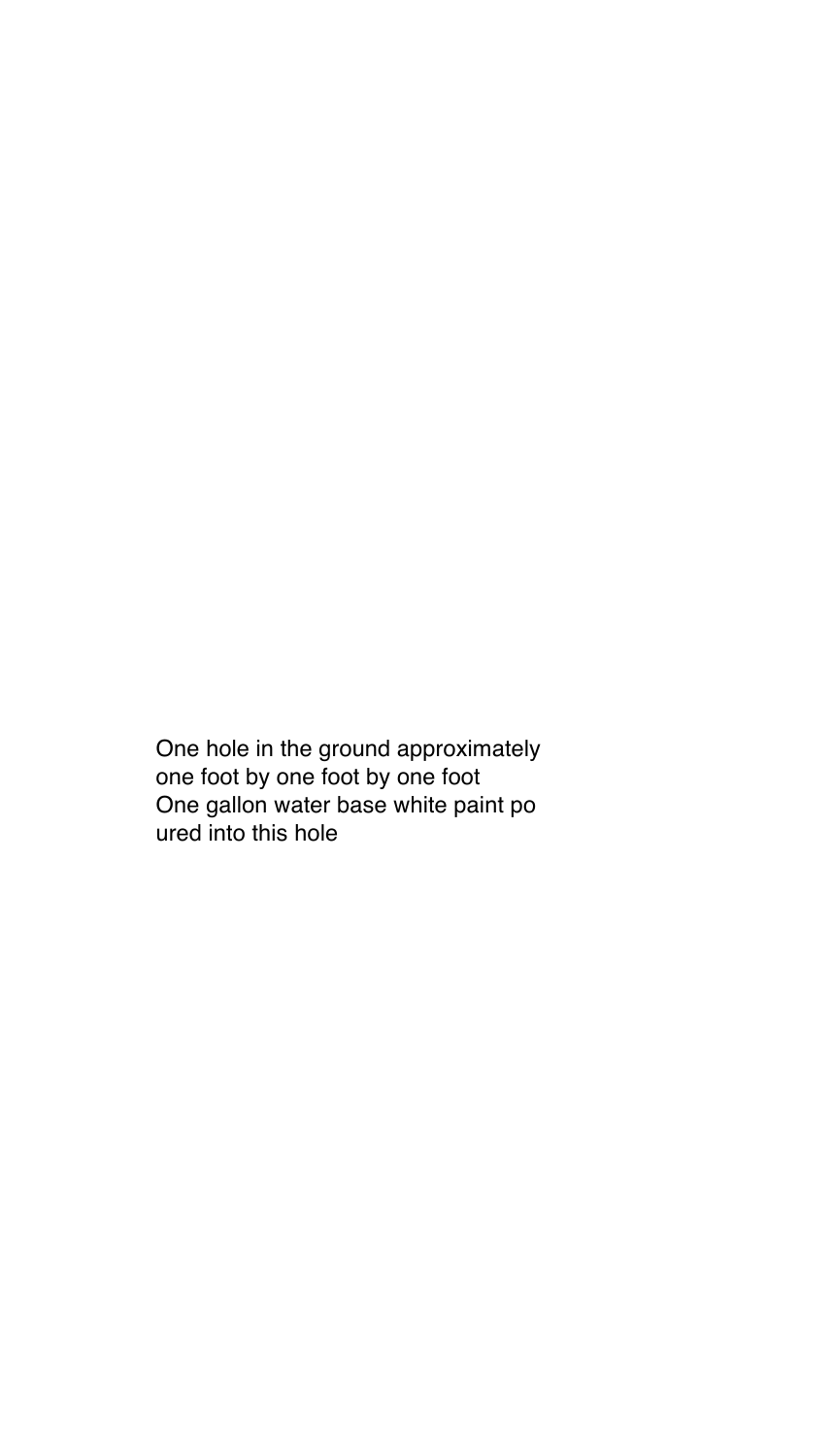One hole in the ground approximately
one foot by one foot by one foot
One gallon water base white paint po
ured into this hole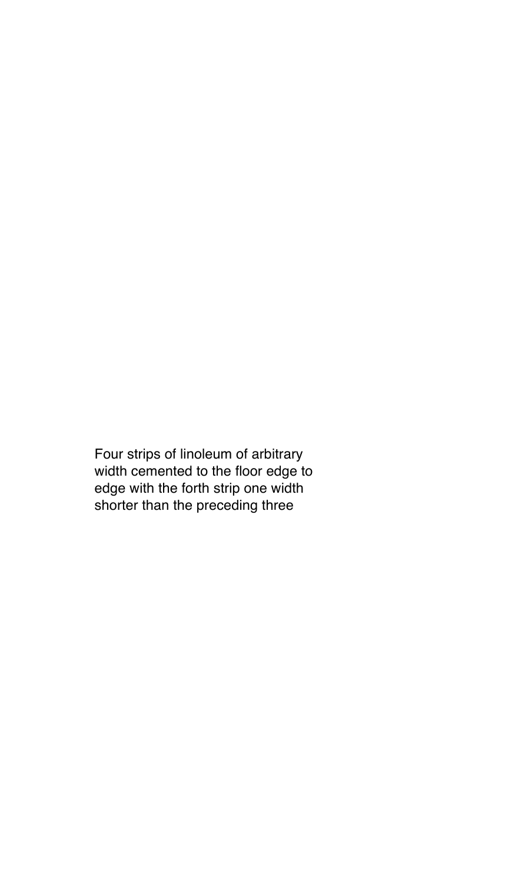Four strips of linoleum of arbitrary width cemented to the floor edge to edge with the forth strip one width shorter than the preceding three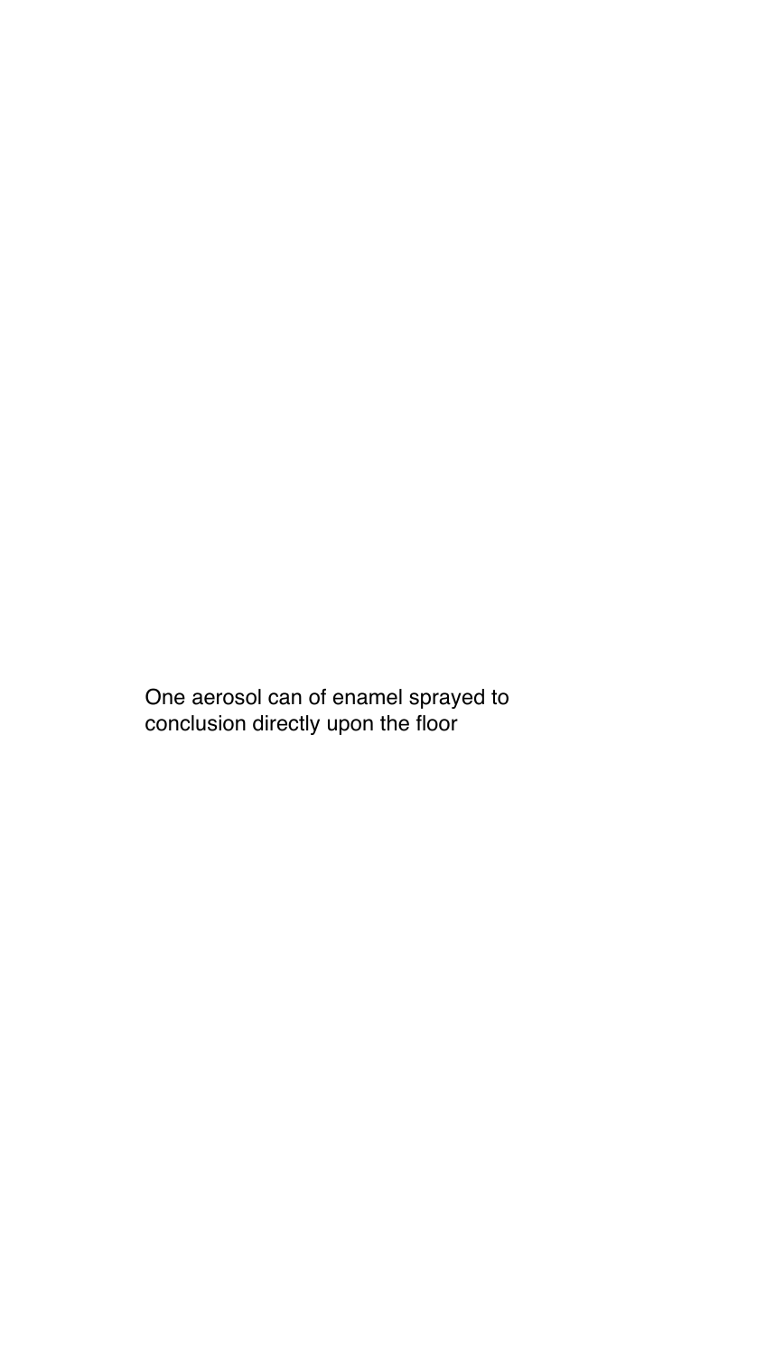One aerosol can of enamel sprayed to conclusion directly upon the floor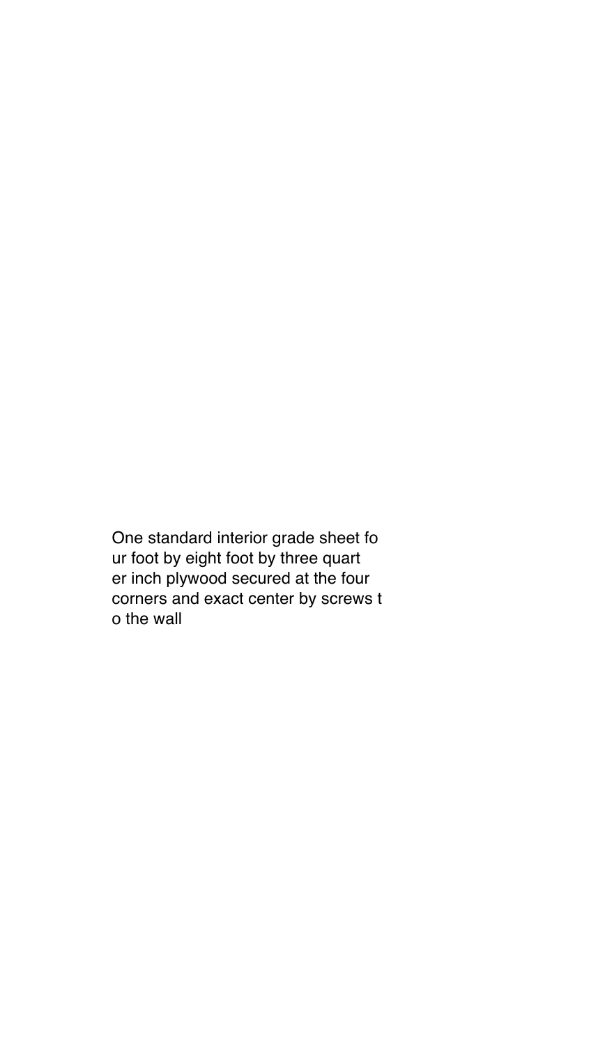One standard interior grade sheet fo
ur foot by eight foot by three quart
er inch plywood secured at the four
corners and exact center by screws t
o the wall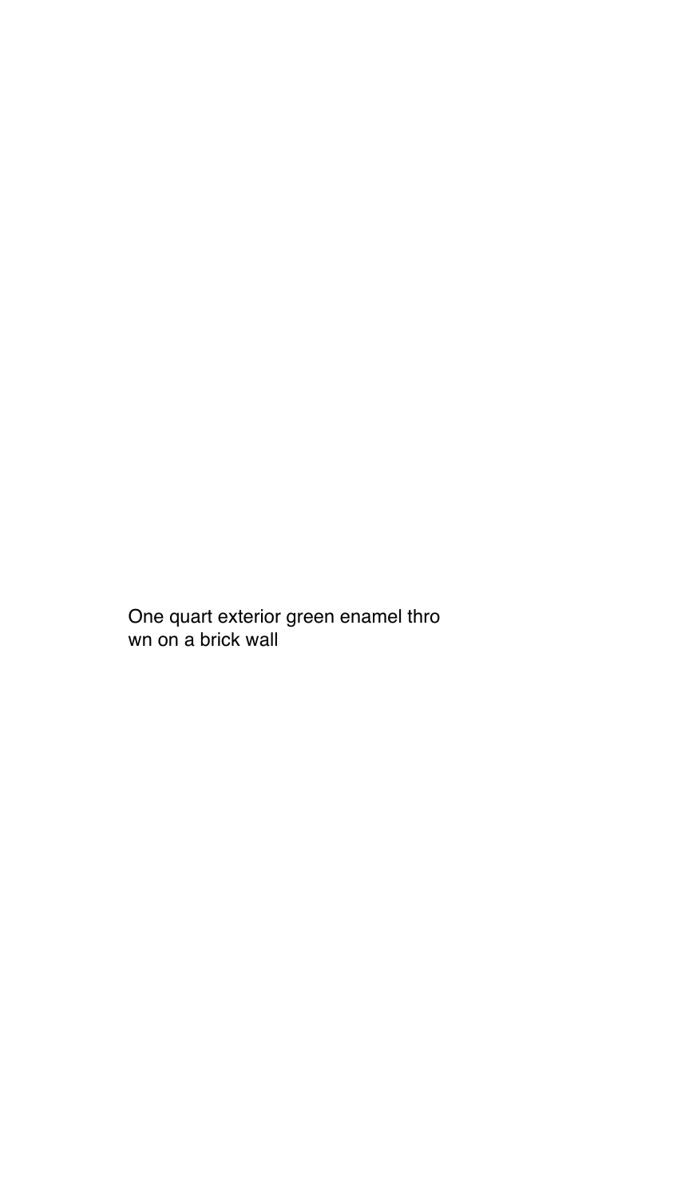One quart exterior green enamel thro
wn on a brick wall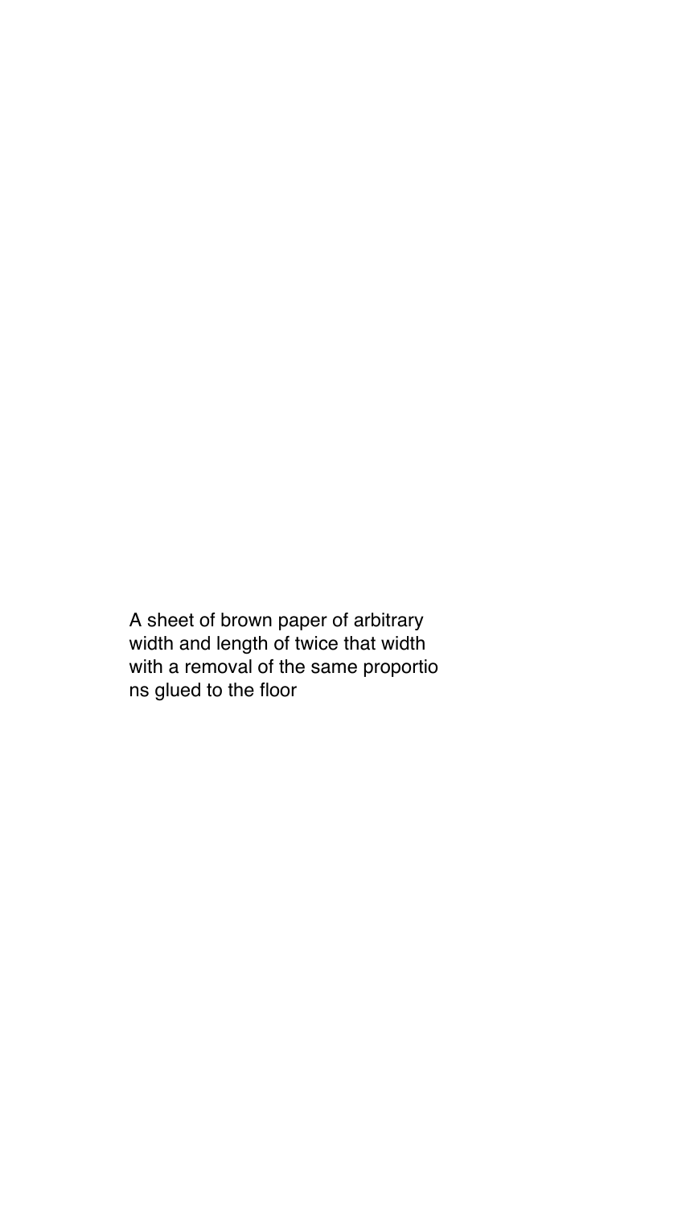A sheet of brown paper of arbitrary width and length of twice that width with a removal of the same proportions glued to the floor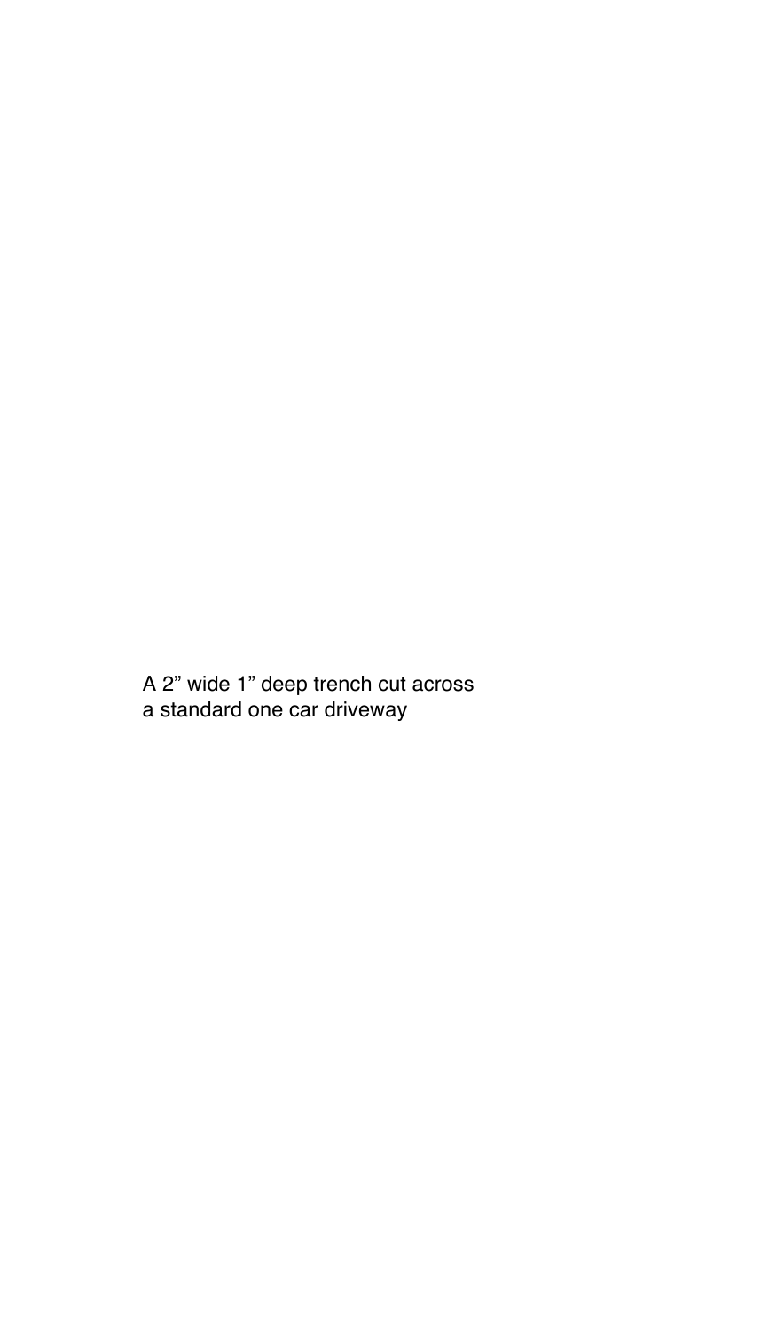A 2” wide 1” deep trench cut across
a standard one car driveway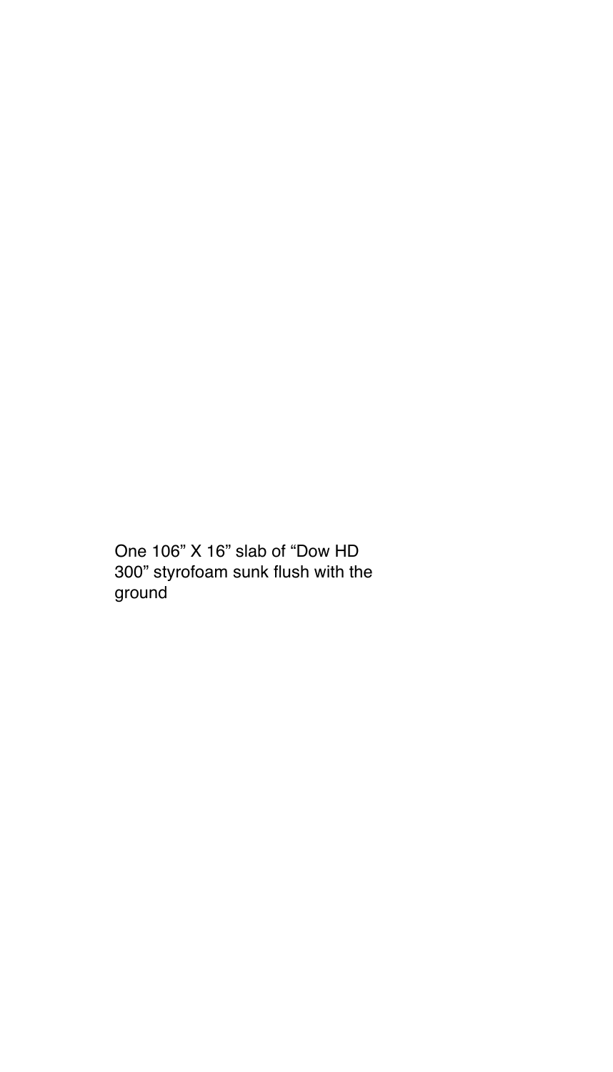One 106” X 16” slab of “Dow HD 300” styrofoam sunk flush with the ground